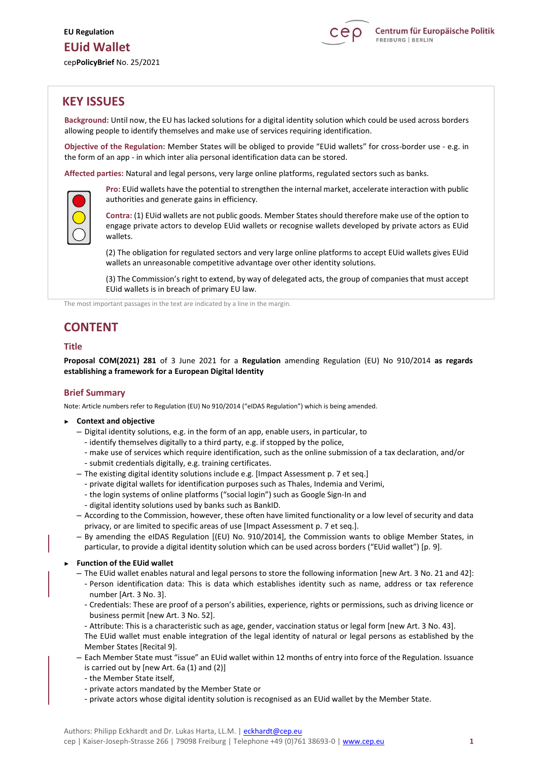EU Regulation

# EUid Wallet

cep**PolicyBrief** No. 25/2021

## KEY ISSUES

**Background:** Until now, the EU has lacked solutions for a digital identity solution which could be used across borders allowing people to identify themselves and make use of services requiring identification.

**Objective of the Regulation:** Member States will be obliged to provide "EUid wallets" for cross-border use - e.g. in the form of an app - in which inter alia personal identification data can be stored.

**Affected parties:** Natural and legal persons, very large online platforms, regulated sectors such as banks.

**Pro:** EUid wallets have the potential to strengthen the internal market, accelerate interaction with public authorities and generate gains in efficiency.

**Contra:** (1) EUid wallets are not public goods. Member States should therefore make use of the option to engage private actors to develop EUid wallets or recognise wallets developed by private actors as EUid wallets.

(2) The obligation for regulated sectors and very large online platforms to accept EUid wallets gives EUid wallets an unreasonable competitive advantage over other identity solutions.

(3) The Commission's right to extend, by way of delegated acts, the group of companies that must accept EUid wallets is in breach of primary EU law.

The most important passages in the text are indicated by a line in the margin.

## CONTENT

### Title

**Proposal COM(2021) 281** of 3 June 2021 for a **Regulation** amending Regulation (EU) No 910/2014 **as regards establishing a framework for a European Digital Identity**

### Brief Summary

Note: Article numbers refer to Regulation (EU) No 910/2014 ("eIDAS Regulation") which is being amended.

- **Context and objective**
  - Digital identity solutions, e.g. in the form of an app, enable users, in particular, to
    - identify themselves digitally to a third party, e.g. if stopped by the police,
    - make use of services which require identification, such as the online submission of a tax declaration, and/or
    - submit credentials digitally, e.g. training certificates.
  - The existing digital identity solutions include e.g. [Impact Assessment p. 7 et seq.]
    - private digital wallets for identification purposes such as Thales, Indemia and Verimi,
    - the login systems of online platforms ("social login") such as Google Sign-In and
    - digital identity solutions used by banks such as BankID.
  - According to the Commission, however, these often have limited functionality or a low level of security and data privacy, or are limited to specific areas of use [Impact Assessment p. 7 et seq.].
  - By amending the eIDAS Regulation [(EU) No. 910/2014], the Commission wants to oblige Member States, in particular, to provide a digital identity solution which can be used across borders ("EUid wallet") [p. 9].

- **Function of the EUid wallet**
  - The EUid wallet enables natural and legal persons to store the following information [new Art. 3 No. 21 and 42]:
    - Person identification data: This is data which establishes identity such as name, address or tax reference number [Art. 3 No. 3].
    - Credentials: These are proof of a person's abilities, experience, rights or permissions, such as driving licence or business permit [new Art. 3 No. 52].
    - Attribute: This is a characteristic such as age, gender, vaccination status or legal form [new Art. 3 No. 43].

    The EUid wallet must enable integration of the legal identity of natural or legal persons as established by the Member States [Recital 9].
  - Each Member State must "issue" an EUid wallet within 12 months of entry into force of the Regulation. Issuance is carried out by [new Art. 6a (1) and (2)]
    - the Member State itself,
    - private actors mandated by the Member State or
    - private actors whose digital identity solution is recognised as an EUid wallet by the Member State.

Authors: Philipp Eckhardt and Dr. Lukas Harta, LL.M. | eckhardt@cep.eu
cep | Kaiser-Joseph-Strasse 266 | 79098 Freiburg | Telephone +49 (0)761 38693-0 | www.cep.eu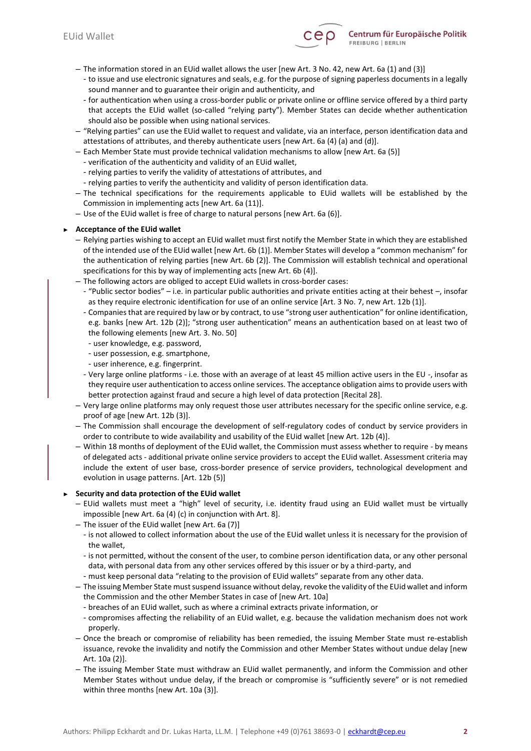- The information stored in an EUid wallet allows the user [new Art. 3 No. 42, new Art. 6a (1) and (3)]
  - to issue and use electronic signatures and seals, e.g. for the purpose of signing paperless documents in a legally sound manner and to guarantee their origin and authenticity, and
  - for authentication when using a cross-border public or private online or offline service offered by a third party that accepts the EUid wallet (so-called "relying party"). Member States can decide whether authentication should also be possible when using national services.
- "Relying parties" can use the EUid wallet to request and validate, via an interface, person identification data and attestations of attributes, and thereby authenticate users [new Art. 6a (4) (a) and (d)].
- Each Member State must provide technical validation mechanisms to allow [new Art. 6a (5)]
  - verification of the authenticity and validity of an EUid wallet,
  - relying parties to verify the validity of attestations of attributes, and
  - relying parties to verify the authenticity and validity of person identification data.
- The technical specifications for the requirements applicable to EUid wallets will be established by the Commission in implementing acts [new Art. 6a (11)].
- Use of the EUid wallet is free of charge to natural persons [new Art. 6a (6)].

► **Acceptance of the EUid wallet**

- Relying parties wishing to accept an EUid wallet must first notify the Member State in which they are established of the intended use of the EUid wallet [new Art. 6b (1)]. Member States will develop a "common mechanism" for the authentication of relying parties [new Art. 6b (2)]. The Commission will establish technical and operational specifications for this by way of implementing acts [new Art. 6b (4)].
- The following actors are obliged to accept EUid wallets in cross-border cases:
  - "Public sector bodies" – i.e. in particular public authorities and private entities acting at their behest –, insofar as they require electronic identification for use of an online service [Art. 3 No. 7, new Art. 12b (1)].
  - Companies that are required by law or by contract, to use "strong user authentication" for online identification, e.g. banks [new Art. 12b (2)]; "strong user authentication" means an authentication based on at least two of the following elements [new Art. 3. No. 50]
    - user knowledge, e.g. password,
    - user possession, e.g. smartphone,
    - user inherence, e.g. fingerprint.
  - Very large online platforms - i.e. those with an average of at least 45 million active users in the EU -, insofar as they require user authentication to access online services. The acceptance obligation aims to provide users with better protection against fraud and secure a high level of data protection [Recital 28].
- Very large online platforms may only request those user attributes necessary for the specific online service, e.g. proof of age [new Art. 12b (3)].
- The Commission shall encourage the development of self-regulatory codes of conduct by service providers in order to contribute to wide availability and usability of the EUid wallet [new Art. 12b (4)].
- Within 18 months of deployment of the EUid wallet, the Commission must assess whether to require - by means of delegated acts - additional private online service providers to accept the EUid wallet. Assessment criteria may include the extent of user base, cross-border presence of service providers, technological development and evolution in usage patterns. [Art. 12b (5)]

► **Security and data protection of the EUid wallet**

- EUid wallets must meet a "high" level of security, i.e. identity fraud using an EUid wallet must be virtually impossible [new Art. 6a (4) (c) in conjunction with Art. 8].
- The issuer of the EUid wallet [new Art. 6a (7)]
  - is not allowed to collect information about the use of the EUid wallet unless it is necessary for the provision of the wallet,
  - is not permitted, without the consent of the user, to combine person identification data, or any other personal data, with personal data from any other services offered by this issuer or by a third-party, and
  - must keep personal data "relating to the provision of EUid wallets" separate from any other data.
- The issuing Member State must suspend issuance without delay, revoke the validity of the EUid wallet and inform the Commission and the other Member States in case of [new Art. 10a]
  - breaches of an EUid wallet, such as where a criminal extracts private information, or
  - compromises affecting the reliability of an EUid wallet, e.g. because the validation mechanism does not work properly.
- Once the breach or compromise of reliability has been remedied, the issuing Member State must re-establish issuance, revoke the invalidity and notify the Commission and other Member States without undue delay [new Art. 10a (2)].
- The issuing Member State must withdraw an EUid wallet permanently, and inform the Commission and other Member States without undue delay, if the breach or compromise is "sufficiently severe" or is not remedied within three months [new Art. 10a (3)].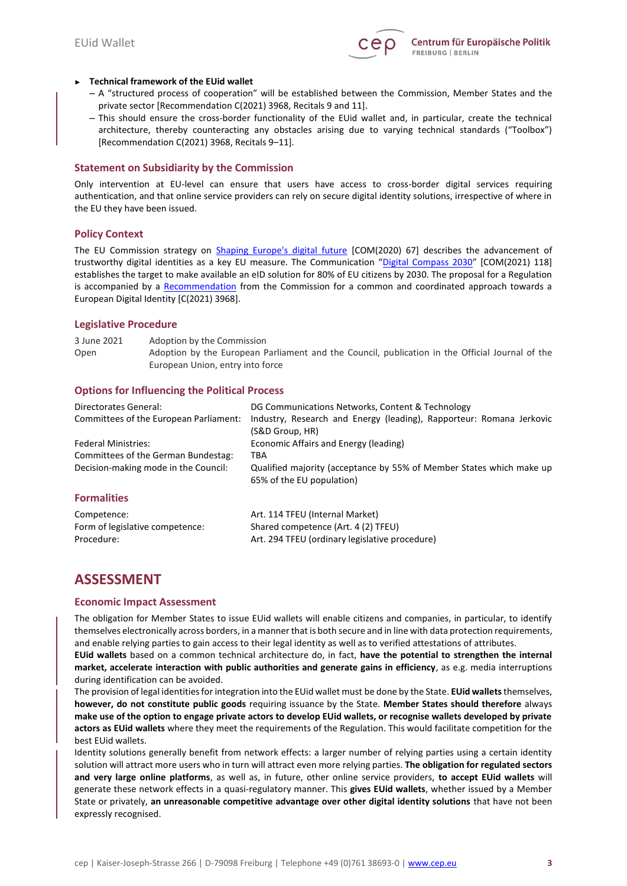- **Technical framework of the EUid wallet**
  - A "structured process of cooperation" will be established between the Commission, Member States and the private sector [Recommendation C(2021) 3968, Recitals 9 and 11].
  - This should ensure the cross-border functionality of the EUid wallet and, in particular, create the technical architecture, thereby counteracting any obstacles arising due to varying technical standards ("Toolbox") [Recommendation C(2021) 3968, Recitals 9–11].

## Statement on Subsidiarity by the Commission

Only intervention at EU-level can ensure that users have access to cross-border digital services requiring authentication, and that online service providers can rely on secure digital identity solutions, irrespective of where in the EU they have been issued.

## Policy Context

The EU Commission strategy on Shaping Europe's digital future [COM(2020) 67] describes the advancement of trustworthy digital identities as a key EU measure. The Communication "Digital Compass 2030" [COM(2021) 118] establishes the target to make available an eID solution for 80% of EU citizens by 2030. The proposal for a Regulation is accompanied by a Recommendation from the Commission for a common and coordinated approach towards a European Digital Identity [C(2021) 3968].

## Legislative Procedure

| | |
|---|---|
| 3 June 2021 | Adoption by the Commission |
| Open | Adoption by the European Parliament and the Council, publication in the Official Journal of the European Union, entry into force |

## Options for Influencing the Political Process

| | |
|---|---|
| Directorates General: | DG Communications Networks, Content & Technology |
| Committees of the European Parliament: | Industry, Research and Energy (leading), Rapporteur: Romana Jerkovic (S&D Group, HR) |
| Federal Ministries: | Economic Affairs and Energy (leading) |
| Committees of the German Bundestag: | TBA |
| Decision-making mode in the Council: | Qualified majority (acceptance by 55% of Member States which make up 65% of the EU population) |

## Formalities

| | |
|---|---|
| Competence: | Art. 114 TFEU (Internal Market) |
| Form of legislative competence: | Shared competence (Art. 4 (2) TFEU) |
| Procedure: | Art. 294 TFEU (ordinary legislative procedure) |

# ASSESSMENT

## Economic Impact Assessment

The obligation for Member States to issue EUid wallets will enable citizens and companies, in particular, to identify themselves electronically across borders, in a manner that is both secure and in line with data protection requirements, and enable relying parties to gain access to their legal identity as well as to verified attestations of attributes.

**EUid wallets** based on a common technical architecture do, in fact, **have the potential to strengthen the internal market, accelerate interaction with public authorities and generate gains in efficiency**, as e.g. media interruptions during identification can be avoided.

The provision of legal identities for integration into the EUid wallet must be done by the State. **EUid wallets** themselves, **however, do not constitute public goods** requiring issuance by the State. **Member States should therefore** always **make use of the option to engage private actors to develop EUid wallets, or recognise wallets developed by private actors as EUid wallets** where they meet the requirements of the Regulation. This would facilitate competition for the best EUid wallets.

Identity solutions generally benefit from network effects: a larger number of relying parties using a certain identity solution will attract more users who in turn will attract even more relying parties. **The obligation for regulated sectors and very large online platforms**, as well as, in future, other online service providers, **to accept EUid wallets** will generate these network effects in a quasi-regulatory manner. This **gives EUid wallets**, whether issued by a Member State or privately, **an unreasonable competitive advantage over other digital identity solutions** that have not been expressly recognised.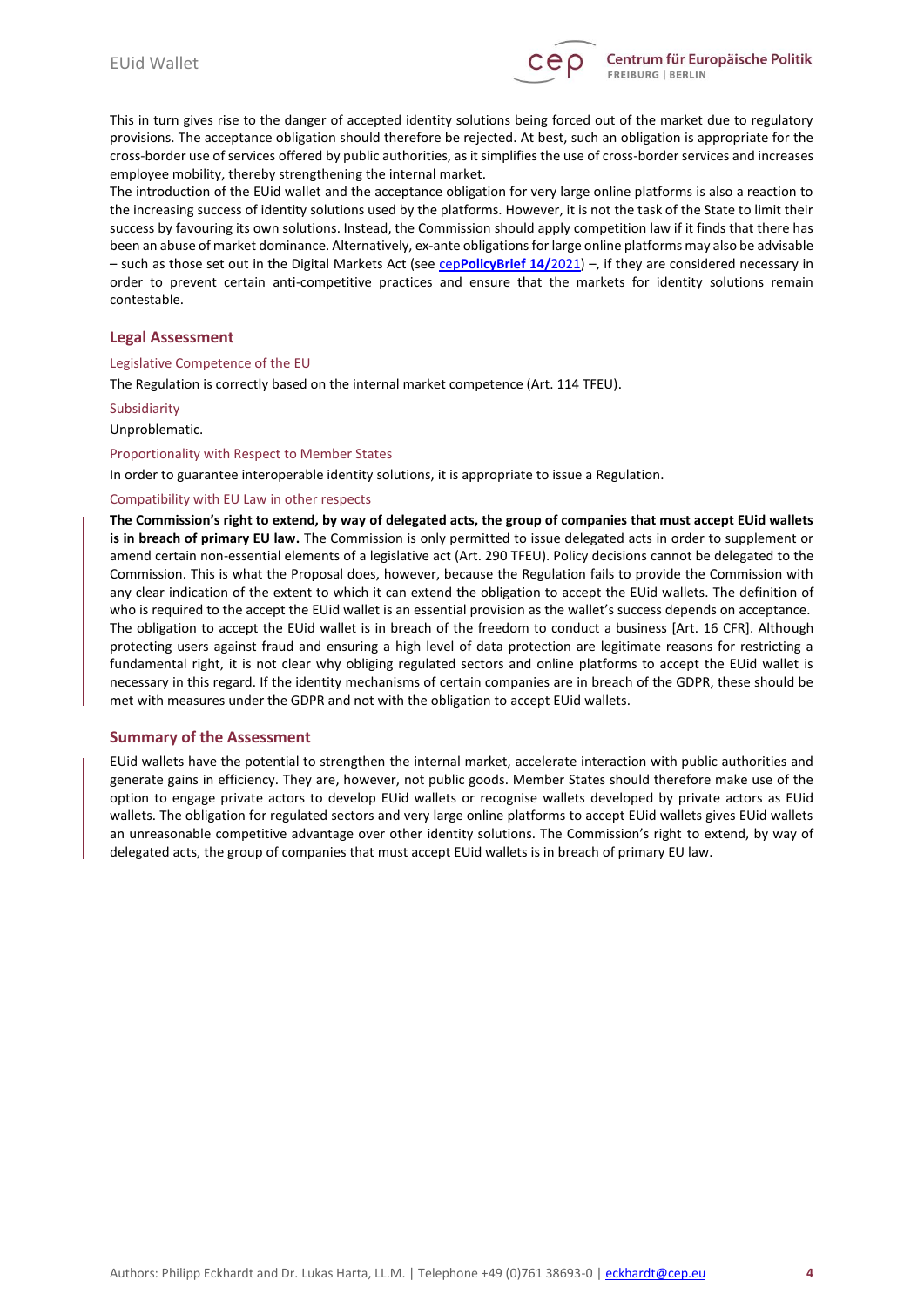This in turn gives rise to the danger of accepted identity solutions being forced out of the market due to regulatory provisions. The acceptance obligation should therefore be rejected. At best, such an obligation is appropriate for the cross-border use of services offered by public authorities, as it simplifies the use of cross-border services and increases employee mobility, thereby strengthening the internal market.

The introduction of the EUid wallet and the acceptance obligation for very large online platforms is also a reaction to the increasing success of identity solutions used by the platforms. However, it is not the task of the State to limit their success by favouring its own solutions. Instead, the Commission should apply competition law if it finds that there has been an abuse of market dominance. Alternatively, ex-ante obligations for large online platforms may also be advisable – such as those set out in the Digital Markets Act (see cep**PolicyBrief 14/**2021) –, if they are considered necessary in order to prevent certain anti-competitive practices and ensure that the markets for identity solutions remain contestable.

## Legal Assessment

### Legislative Competence of the EU

The Regulation is correctly based on the internal market competence (Art. 114 TFEU).

### Subsidiarity

Unproblematic.

### Proportionality with Respect to Member States

In order to guarantee interoperable identity solutions, it is appropriate to issue a Regulation.

### Compatibility with EU Law in other respects

**The Commission's right to extend, by way of delegated acts, the group of companies that must accept EUid wallets is in breach of primary EU law.** The Commission is only permitted to issue delegated acts in order to supplement or amend certain non-essential elements of a legislative act (Art. 290 TFEU). Policy decisions cannot be delegated to the Commission. This is what the Proposal does, however, because the Regulation fails to provide the Commission with any clear indication of the extent to which it can extend the obligation to accept the EUid wallets. The definition of who is required to the accept the EUid wallet is an essential provision as the wallet's success depends on acceptance.

The obligation to accept the EUid wallet is in breach of the freedom to conduct a business [Art. 16 CFR]. Although protecting users against fraud and ensuring a high level of data protection are legitimate reasons for restricting a fundamental right, it is not clear why obliging regulated sectors and online platforms to accept the EUid wallet is necessary in this regard. If the identity mechanisms of certain companies are in breach of the GDPR, these should be met with measures under the GDPR and not with the obligation to accept EUid wallets.

## Summary of the Assessment

EUid wallets have the potential to strengthen the internal market, accelerate interaction with public authorities and generate gains in efficiency. They are, however, not public goods. Member States should therefore make use of the option to engage private actors to develop EUid wallets or recognise wallets developed by private actors as EUid wallets. The obligation for regulated sectors and very large online platforms to accept EUid wallets gives EUid wallets an unreasonable competitive advantage over other identity solutions. The Commission's right to extend, by way of delegated acts, the group of companies that must accept EUid wallets is in breach of primary EU law.